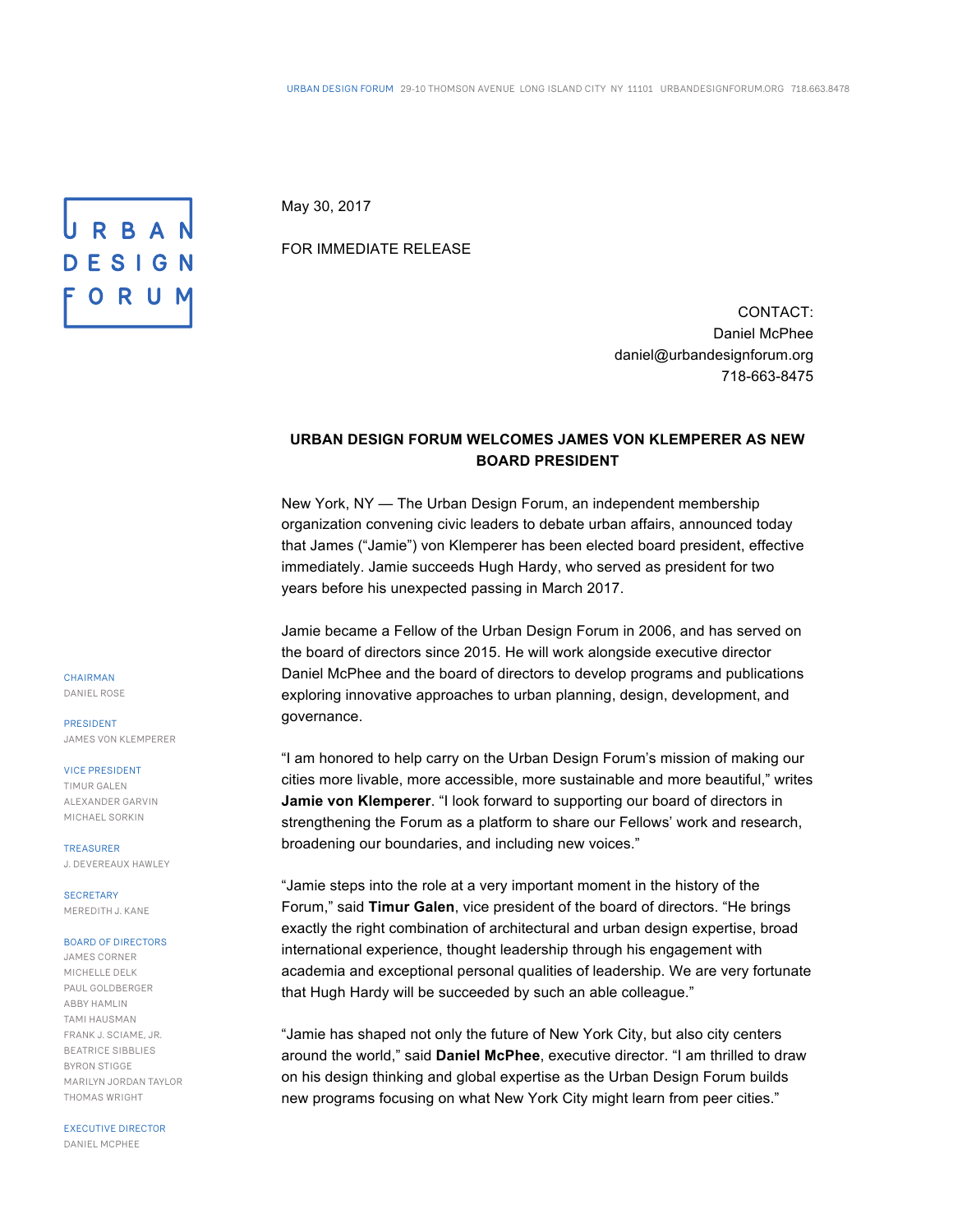URBAN DESIGN FORUM 29-10 THOMSON AVENUE LONG ISLAND CITY NY 11101 URBANDESIGNFORUM.ORG 718.663.8478

URBAN DESIGN FORUM

May 30, 2017

FOR IMMEDIATE RELEASE

CONTACT:
Daniel McPhee
daniel@urbandesignforum.org
718-663-8475

**URBAN DESIGN FORUM WELCOMES JAMES VON KLEMPERER AS NEW BOARD PRESIDENT**

New York, NY — The Urban Design Forum, an independent membership organization convening civic leaders to debate urban affairs, announced today that James ("Jamie") von Klemperer has been elected board president, effective immediately. Jamie succeeds Hugh Hardy, who served as president for two years before his unexpected passing in March 2017.

Jamie became a Fellow of the Urban Design Forum in 2006, and has served on the board of directors since 2015. He will work alongside executive director Daniel McPhee and the board of directors to develop programs and publications exploring innovative approaches to urban planning, design, development, and governance.

"I am honored to help carry on the Urban Design Forum's mission of making our cities more livable, more accessible, more sustainable and more beautiful," writes **Jamie von Klemperer**. "I look forward to supporting our board of directors in strengthening the Forum as a platform to share our Fellows' work and research, broadening our boundaries, and including new voices."

"Jamie steps into the role at a very important moment in the history of the Forum," said **Timur Galen**, vice president of the board of directors. "He brings exactly the right combination of architectural and urban design expertise, broad international experience, thought leadership through his engagement with academia and exceptional personal qualities of leadership. We are very fortunate that Hugh Hardy will be succeeded by such an able colleague."

"Jamie has shaped not only the future of New York City, but also city centers around the world," said **Daniel McPhee**, executive director. "I am thrilled to draw on his design thinking and global expertise as the Urban Design Forum builds new programs focusing on what New York City might learn from peer cities."

CHAIRMAN
DANIEL ROSE

PRESIDENT
JAMES VON KLEMPERER

VICE PRESIDENT
TIMUR GALEN
ALEXANDER GARVIN
MICHAEL SORKIN

TREASURER
J. DEVEREAUX HAWLEY

SECRETARY
MEREDITH J. KANE

BOARD OF DIRECTORS
JAMES CORNER
MICHELLE DELK
PAUL GOLDBERGER
ABBY HAMLIN
TAMI HAUSMAN
FRANK J. SCIAME, JR.
BEATRICE SIBBLIES
BYRON STIGGE
MARILYN JORDAN TAYLOR
THOMAS WRIGHT

EXECUTIVE DIRECTOR
DANIEL MCPHEE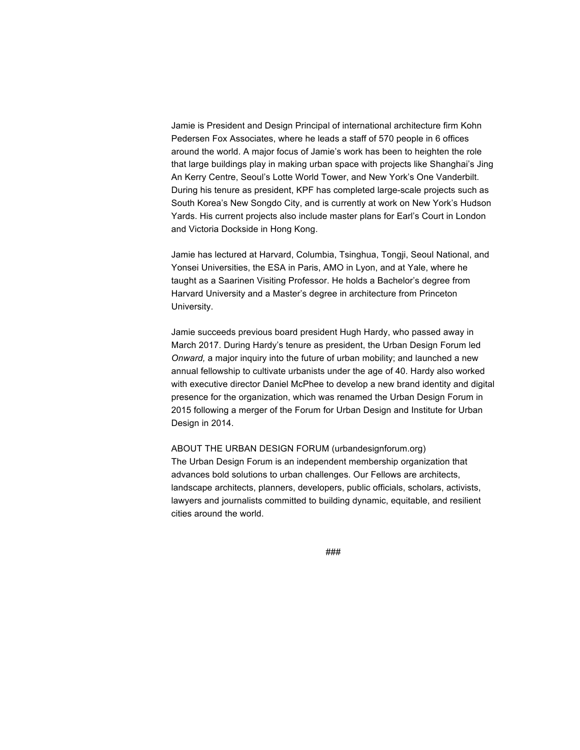Jamie is President and Design Principal of international architecture firm Kohn Pedersen Fox Associates, where he leads a staff of 570 people in 6 offices around the world. A major focus of Jamie's work has been to heighten the role that large buildings play in making urban space with projects like Shanghai's Jing An Kerry Centre, Seoul's Lotte World Tower, and New York's One Vanderbilt. During his tenure as president, KPF has completed large-scale projects such as South Korea's New Songdo City, and is currently at work on New York's Hudson Yards. His current projects also include master plans for Earl's Court in London and Victoria Dockside in Hong Kong.

Jamie has lectured at Harvard, Columbia, Tsinghua, Tongji, Seoul National, and Yonsei Universities, the ESA in Paris, AMO in Lyon, and at Yale, where he taught as a Saarinen Visiting Professor. He holds a Bachelor's degree from Harvard University and a Master's degree in architecture from Princeton University.

Jamie succeeds previous board president Hugh Hardy, who passed away in March 2017. During Hardy's tenure as president, the Urban Design Forum led *Onward,* a major inquiry into the future of urban mobility; and launched a new annual fellowship to cultivate urbanists under the age of 40. Hardy also worked with executive director Daniel McPhee to develop a new brand identity and digital presence for the organization, which was renamed the Urban Design Forum in 2015 following a merger of the Forum for Urban Design and Institute for Urban Design in 2014.

ABOUT THE URBAN DESIGN FORUM (urbandesignforum.org)
The Urban Design Forum is an independent membership organization that advances bold solutions to urban challenges. Our Fellows are architects, landscape architects, planners, developers, public officials, scholars, activists, lawyers and journalists committed to building dynamic, equitable, and resilient cities around the world.

###